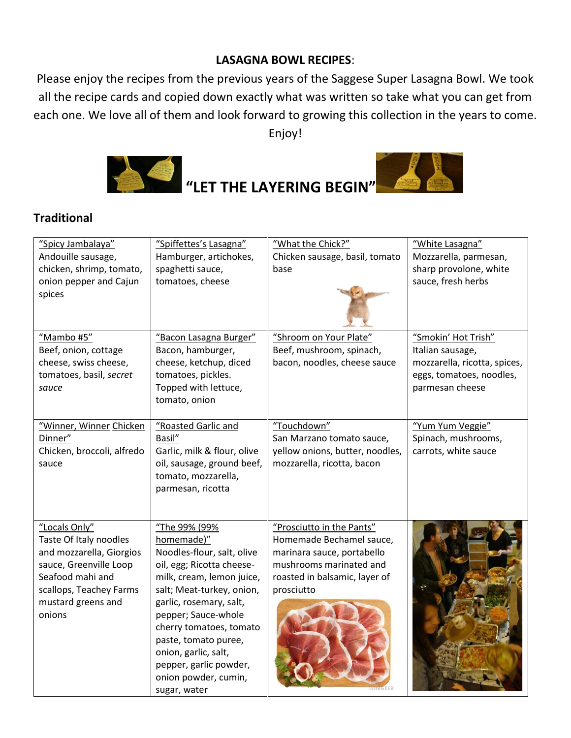**LASAGNA BOWL RECIPES**:

Please enjoy the recipes from the previous years of the Saggese Super Lasagna Bowl. We took all the recipe cards and copied down exactly what was written so take what you can get from each one. We love all of them and look forward to growing this collection in the years to come. Enjoy!

**"LET THE LAYERING BEGIN"**

## Traditional

| | | | |
|---|---|---|---|
| "Spicy Jambalaya" Andouille sausage, chicken, shrimp, tomato, onion pepper and Cajun spices | "Spiffettes's Lasagna" Hamburger, artichokes, spaghetti sauce, tomatoes, cheese | "What the Chick?" Chicken sausage, basil, tomato base | "White Lasagna" Mozzarella, parmesan, sharp provolone, white sauce, fresh herbs |
| "Mambo #5" Beef, onion, cottage cheese, swiss cheese, tomatoes, basil, *secret sauce* | "Bacon Lasagna Burger" Bacon, hamburger, cheese, ketchup, diced tomatoes, pickles. Topped with lettuce, tomato, onion | "Shroom on Your Plate" Beef, mushroom, spinach, bacon, noodles, cheese sauce | "Smokin' Hot Trish" Italian sausage, mozzarella, ricotta, spices, eggs, tomatoes, noodles, parmesan cheese |
| "Winner, Winner Chicken Dinner" Chicken, broccoli, alfredo sauce | "Roasted Garlic and Basil" Garlic, milk & flour, olive oil, sausage, ground beef, tomato, mozzarella, parmesan, ricotta | "Touchdown" San Marzano tomato sauce, yellow onions, butter, noodles, mozzarella, ricotta, bacon | "Yum Yum Veggie" Spinach, mushrooms, carrots, white sauce |
| "Locals Only" Taste Of Italy noodles and mozzarella, Giorgios sauce, Greenville Loop Seafood mahi and scallops, Teachey Farms mustard greens and onions | "The 99% (99% homemade)" Noodles-flour, salt, olive oil, egg; Ricotta cheese-milk, cream, lemon juice, salt; Meat-turkey, onion, garlic, rosemary, salt, pepper; Sauce-whole cherry tomatoes, tomato paste, tomato puree, onion, garlic, salt, pepper, garlic powder, onion powder, cumin, sugar, water | "Prosciutto in the Pants" Homemade Bechamel sauce, marinara sauce, portabello mushrooms marinated and roasted in balsamic, layer of prosciutto | |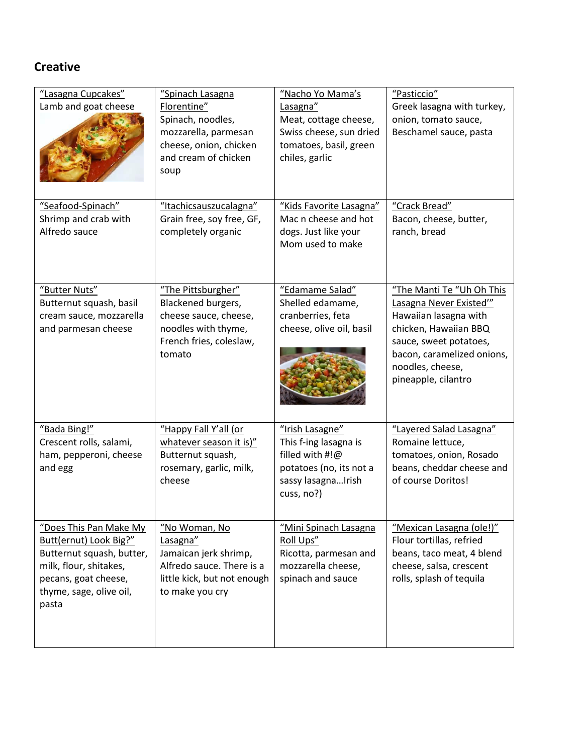## Creative

| | | | |
|---|---|---|---|
| "Lasagna Cupcakes"<br>Lamb and goat cheese | "Spinach Lasagna Florentine"<br>Spinach, noodles, mozzarella, parmesan cheese, onion, chicken and cream of chicken soup | "Nacho Yo Mama's Lasagna"<br>Meat, cottage cheese, Swiss cheese, sun dried tomatoes, basil, green chiles, garlic | "Pasticcio"<br>Greek lasagna with turkey, onion, tomato sauce, Beschamel sauce, pasta |
| "Seafood-Spinach"<br>Shrimp and crab with Alfredo sauce | "Itachicsauszucalagna"<br>Grain free, soy free, GF, completely organic | "Kids Favorite Lasagna"<br>Mac n cheese and hot dogs. Just like your Mom used to make | "Crack Bread"<br>Bacon, cheese, butter, ranch, bread |
| "Butter Nuts"<br>Butternut squash, basil cream sauce, mozzarella and parmesan cheese | "The Pittsburgher"<br>Blackened burgers, cheese sauce, cheese, noodles with thyme, French fries, coleslaw, tomato | "Edamame Salad"<br>Shelled edamame, cranberries, feta cheese, olive oil, basil | "The Manti Te "Uh Oh This Lasagna Never Existed'"<br>Hawaiian lasagna with chicken, Hawaiian BBQ sauce, sweet potatoes, bacon, caramelized onions, noodles, cheese, pineapple, cilantro |
| "Bada Bing!"<br>Crescent rolls, salami, ham, pepperoni, cheese and egg | "Happy Fall Y'all (or whatever season it is)"<br>Butternut squash, rosemary, garlic, milk, cheese | "Irish Lasagne"<br>This f-ing lasagna is filled with #!@ potatoes (no, its not a sassy lasagna…Irish cuss, no?) | "Layered Salad Lasagna"<br>Romaine lettuce, tomatoes, onion, Rosado beans, cheddar cheese and of course Doritos! |
| "Does This Pan Make My Butt(ernut) Look Big?"<br>Butternut squash, butter, milk, flour, shitakes, pecans, goat cheese, thyme, sage, olive oil, pasta | "No Woman, No Lasagna"<br>Jamaican jerk shrimp, Alfredo sauce. There is a little kick, but not enough to make you cry | "Mini Spinach Lasagna Roll Ups"<br>Ricotta, parmesan and mozzarella cheese, spinach and sauce | "Mexican Lasagna (ole!)"<br>Flour tortillas, refried beans, taco meat, 4 blend cheese, salsa, crescent rolls, splash of tequila |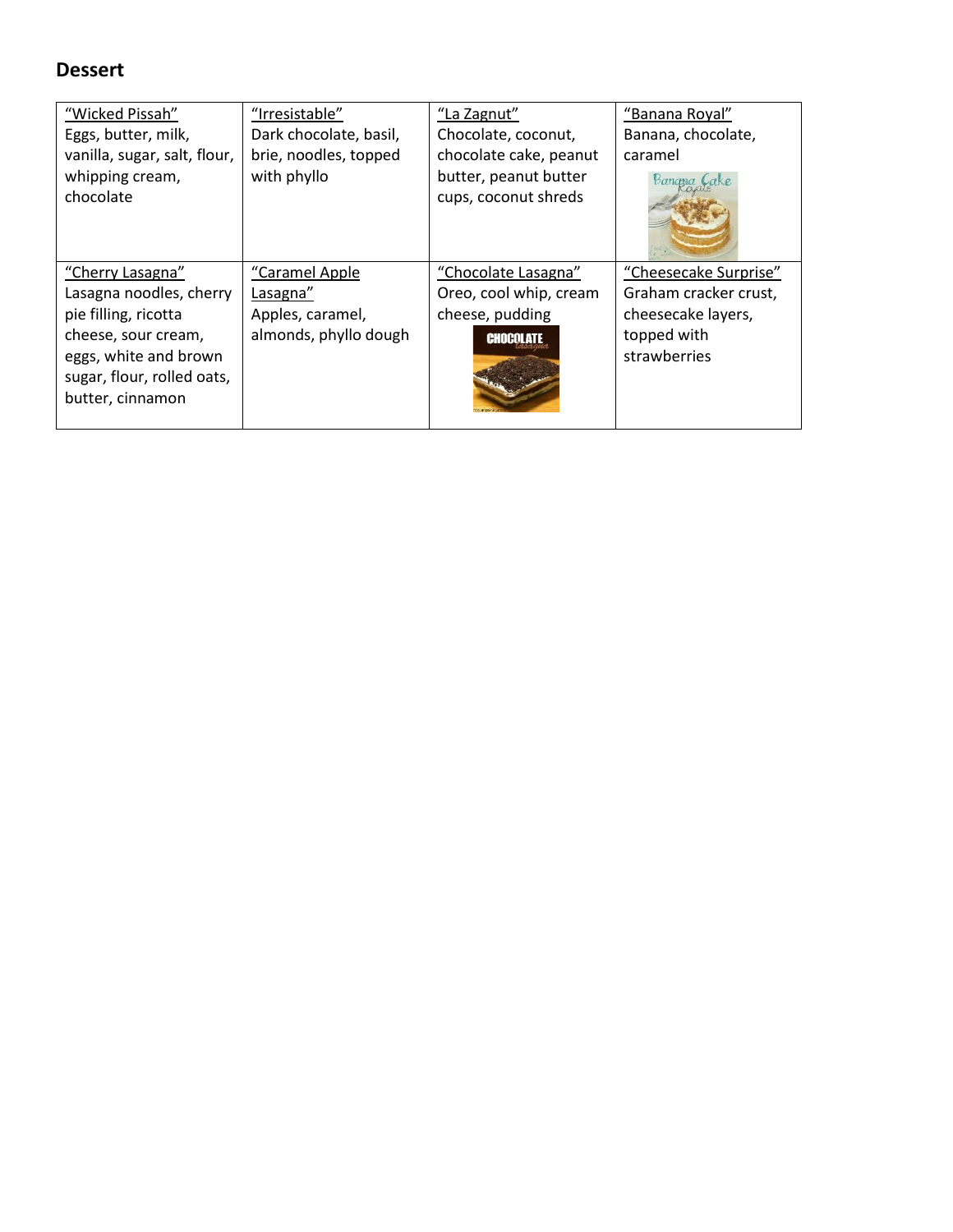## Dessert

| "Wicked Pissah" Eggs, butter, milk, vanilla, sugar, salt, flour, whipping cream, chocolate | "Irresistable" Dark chocolate, basil, brie, noodles, topped with phyllo | "La Zagnut" Chocolate, coconut, chocolate cake, peanut butter, peanut butter cups, coconut shreds | "Banana Royal" Banana, chocolate, caramel |
|---|---|---|---|
| "Cherry Lasagna" Lasagna noodles, cherry pie filling, ricotta cheese, sour cream, eggs, white and brown sugar, flour, rolled oats, butter, cinnamon | "Caramel Apple Lasagna" Apples, caramel, almonds, phyllo dough | "Chocolate Lasagna" Oreo, cool whip, cream cheese, pudding | "Cheesecake Surprise" Graham cracker crust, cheesecake layers, topped with strawberries |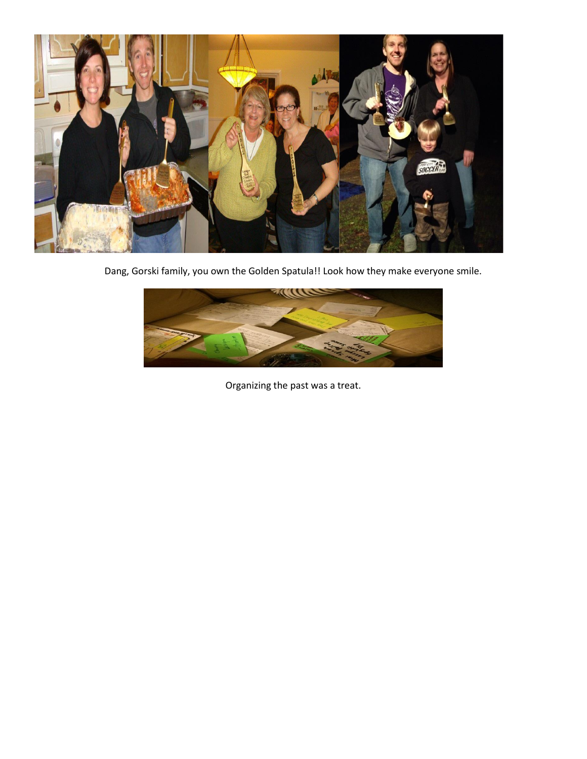Dang, Gorski family, you own the Golden Spatula!! Look how they make everyone smile.

Organizing the past was a treat.